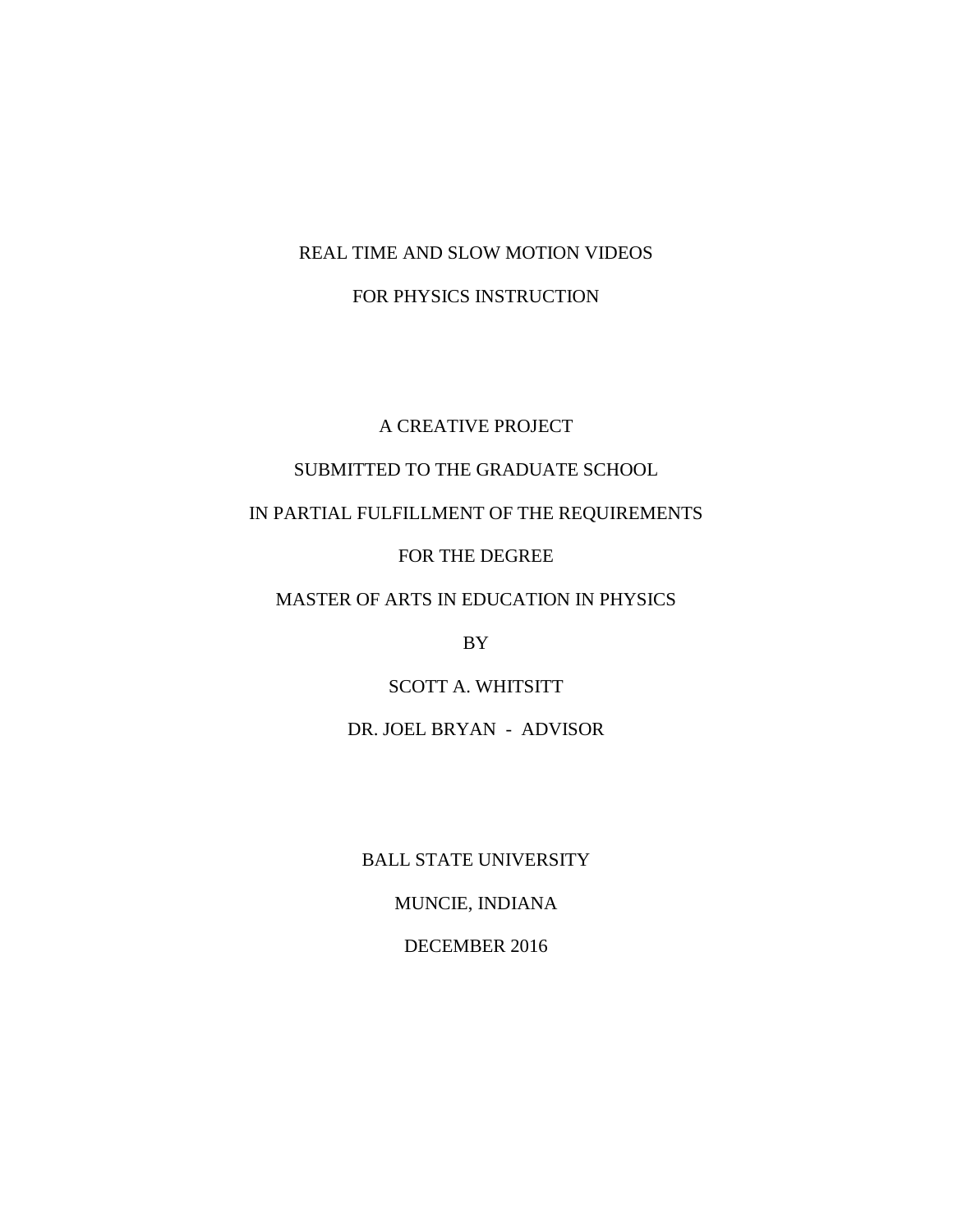# REAL TIME AND SLOW MOTION VIDEOS

# FOR PHYSICS INSTRUCTION

A CREATIVE PROJECT

SUBMITTED TO THE GRADUATE SCHOOL

IN PARTIAL FULFILLMENT OF THE REQUIREMENTS

FOR THE DEGREE

MASTER OF ARTS IN EDUCATION IN PHYSICS

BY

SCOTT A. WHITSITT

DR. JOEL BRYAN - ADVISOR

BALL STATE UNIVERSITY

MUNCIE, INDIANA

DECEMBER 2016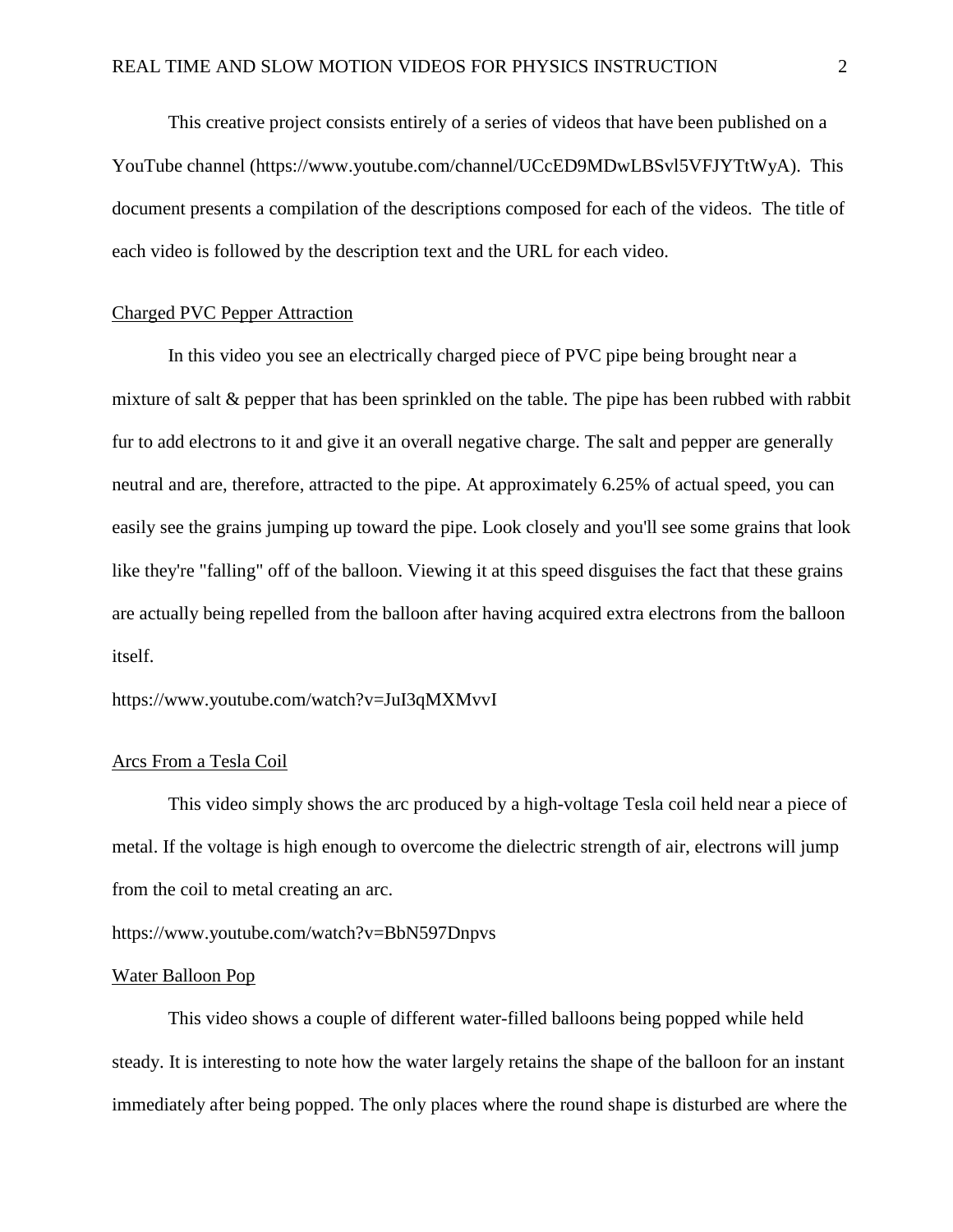This creative project consists entirely of a series of videos that have been published on a YouTube channel (https://www.youtube.com/channel/UCcED9MDwLBSvl5VFJYTtWyA). This document presents a compilation of the descriptions composed for each of the videos. The title of each video is followed by the description text and the URL for each video.

## Charged PVC Pepper Attraction

In this video you see an electrically charged piece of PVC pipe being brought near a mixture of salt & pepper that has been sprinkled on the table. The pipe has been rubbed with rabbit fur to add electrons to it and give it an overall negative charge. The salt and pepper are generally neutral and are, therefore, attracted to the pipe. At approximately 6.25% of actual speed, you can easily see the grains jumping up toward the pipe. Look closely and you'll see some grains that look like they're "falling" off of the balloon. Viewing it at this speed disguises the fact that these grains are actually being repelled from the balloon after having acquired extra electrons from the balloon itself.

https://www.youtube.com/watch?v=JuI3qMXMvvI

## Arcs From a Tesla Coil

This video simply shows the arc produced by a high-voltage Tesla coil held near a piece of metal. If the voltage is high enough to overcome the dielectric strength of air, electrons will jump from the coil to metal creating an arc.

https://www.youtube.com/watch?v=BbN597Dnpvs

## Water Balloon Pop

This video shows a couple of different water-filled balloons being popped while held steady. It is interesting to note how the water largely retains the shape of the balloon for an instant immediately after being popped. The only places where the round shape is disturbed are where the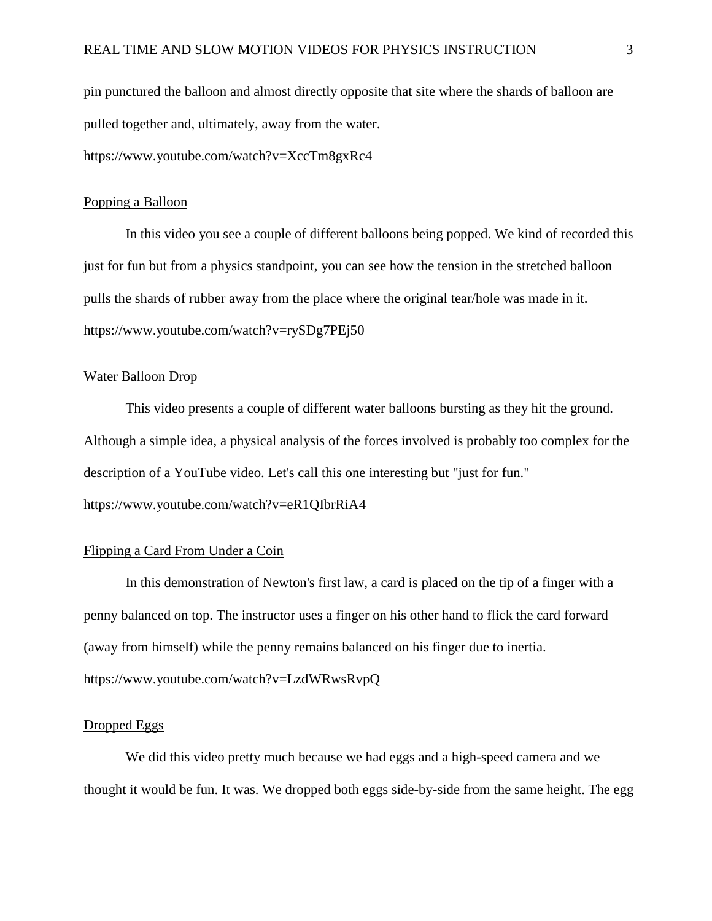pin punctured the balloon and almost directly opposite that site where the shards of balloon are pulled together and, ultimately, away from the water.

https://www.youtube.com/watch?v=XccTm8gxRc4

## Popping a Balloon

In this video you see a couple of different balloons being popped. We kind of recorded this just for fun but from a physics standpoint, you can see how the tension in the stretched balloon pulls the shards of rubber away from the place where the original tear/hole was made in it.

https://www.youtube.com/watch?v=rySDg7PEj50

## Water Balloon Drop

This video presents a couple of different water balloons bursting as they hit the ground. Although a simple idea, a physical analysis of the forces involved is probably too complex for the description of a YouTube video. Let's call this one interesting but "just for fun."

https://www.youtube.com/watch?v=eR1QIbrRiA4

## Flipping a Card From Under a Coin

In this demonstration of Newton's first law, a card is placed on the tip of a finger with a penny balanced on top. The instructor uses a finger on his other hand to flick the card forward (away from himself) while the penny remains balanced on his finger due to inertia.

https://www.youtube.com/watch?v=LzdWRwsRvpQ

## Dropped Eggs

We did this video pretty much because we had eggs and a high-speed camera and we thought it would be fun. It was. We dropped both eggs side-by-side from the same height. The egg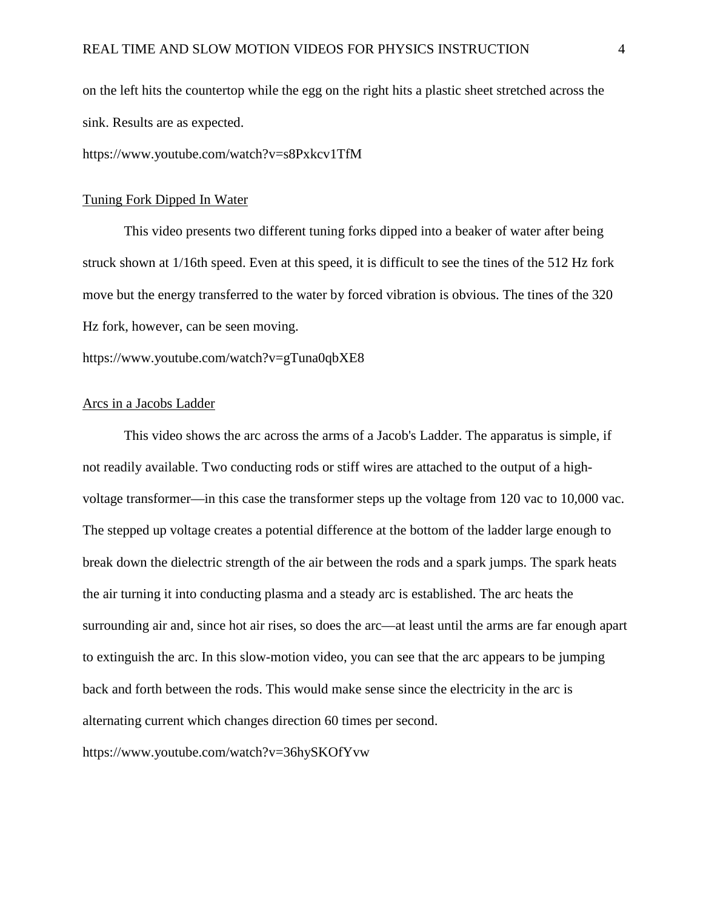on the left hits the countertop while the egg on the right hits a plastic sheet stretched across the sink. Results are as expected.

https://www.youtube.com/watch?v=s8Pxkcv1TfM

<u>Tuning Fork Dipped In Water</u>

This video presents two different tuning forks dipped into a beaker of water after being struck shown at 1/16th speed. Even at this speed, it is difficult to see the tines of the 512 Hz fork move but the energy transferred to the water by forced vibration is obvious. The tines of the 320 Hz fork, however, can be seen moving.

https://www.youtube.com/watch?v=gTuna0qbXE8

<u>Arcs in a Jacobs Ladder</u>

This video shows the arc across the arms of a Jacob's Ladder. The apparatus is simple, if not readily available. Two conducting rods or stiff wires are attached to the output of a high-voltage transformer—in this case the transformer steps up the voltage from 120 vac to 10,000 vac. The stepped up voltage creates a potential difference at the bottom of the ladder large enough to break down the dielectric strength of the air between the rods and a spark jumps. The spark heats the air turning it into conducting plasma and a steady arc is established. The arc heats the surrounding air and, since hot air rises, so does the arc—at least until the arms are far enough apart to extinguish the arc. In this slow-motion video, you can see that the arc appears to be jumping back and forth between the rods. This would make sense since the electricity in the arc is alternating current which changes direction 60 times per second.

https://www.youtube.com/watch?v=36hySKOfYvw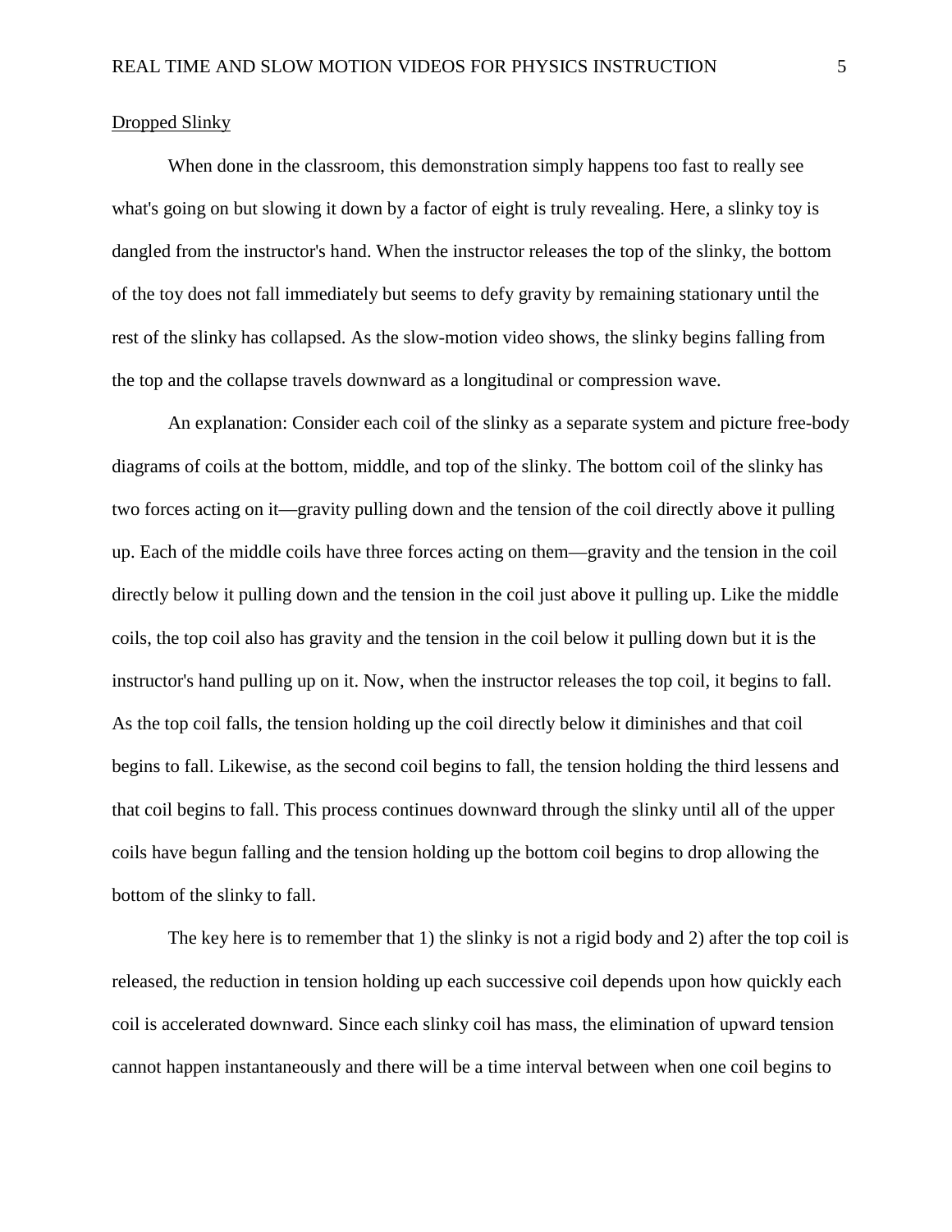<u>Dropped Slinky</u>

When done in the classroom, this demonstration simply happens too fast to really see what's going on but slowing it down by a factor of eight is truly revealing. Here, a slinky toy is dangled from the instructor's hand. When the instructor releases the top of the slinky, the bottom of the toy does not fall immediately but seems to defy gravity by remaining stationary until the rest of the slinky has collapsed. As the slow-motion video shows, the slinky begins falling from the top and the collapse travels downward as a longitudinal or compression wave.

An explanation: Consider each coil of the slinky as a separate system and picture free-body diagrams of coils at the bottom, middle, and top of the slinky. The bottom coil of the slinky has two forces acting on it—gravity pulling down and the tension of the coil directly above it pulling up. Each of the middle coils have three forces acting on them—gravity and the tension in the coil directly below it pulling down and the tension in the coil just above it pulling up. Like the middle coils, the top coil also has gravity and the tension in the coil below it pulling down but it is the instructor's hand pulling up on it. Now, when the instructor releases the top coil, it begins to fall. As the top coil falls, the tension holding up the coil directly below it diminishes and that coil begins to fall. Likewise, as the second coil begins to fall, the tension holding the third lessens and that coil begins to fall. This process continues downward through the slinky until all of the upper coils have begun falling and the tension holding up the bottom coil begins to drop allowing the bottom of the slinky to fall.

The key here is to remember that 1) the slinky is not a rigid body and 2) after the top coil is released, the reduction in tension holding up each successive coil depends upon how quickly each coil is accelerated downward. Since each slinky coil has mass, the elimination of upward tension cannot happen instantaneously and there will be a time interval between when one coil begins to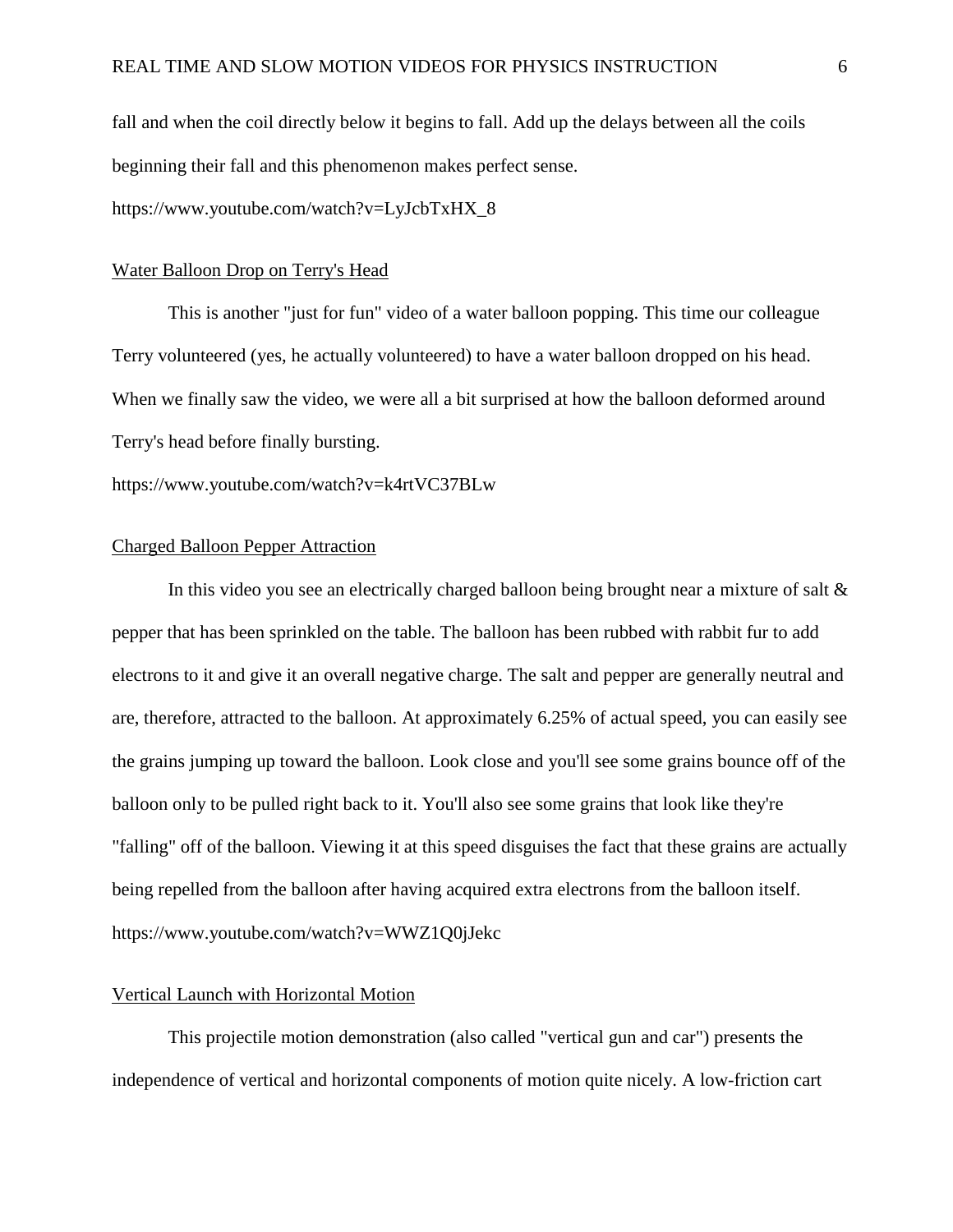fall and when the coil directly below it begins to fall. Add up the delays between all the coils beginning their fall and this phenomenon makes perfect sense.

https://www.youtube.com/watch?v=LyJcbTxHX_8

## Water Balloon Drop on Terry's Head

This is another "just for fun" video of a water balloon popping. This time our colleague Terry volunteered (yes, he actually volunteered) to have a water balloon dropped on his head. When we finally saw the video, we were all a bit surprised at how the balloon deformed around Terry's head before finally bursting.

https://www.youtube.com/watch?v=k4rtVC37BLw

## Charged Balloon Pepper Attraction

In this video you see an electrically charged balloon being brought near a mixture of salt & pepper that has been sprinkled on the table. The balloon has been rubbed with rabbit fur to add electrons to it and give it an overall negative charge. The salt and pepper are generally neutral and are, therefore, attracted to the balloon. At approximately 6.25% of actual speed, you can easily see the grains jumping up toward the balloon. Look close and you'll see some grains bounce off of the balloon only to be pulled right back to it. You'll also see some grains that look like they're "falling" off of the balloon. Viewing it at this speed disguises the fact that these grains are actually being repelled from the balloon after having acquired extra electrons from the balloon itself.

https://www.youtube.com/watch?v=WWZ1Q0jJekc

## Vertical Launch with Horizontal Motion

This projectile motion demonstration (also called "vertical gun and car") presents the independence of vertical and horizontal components of motion quite nicely. A low-friction cart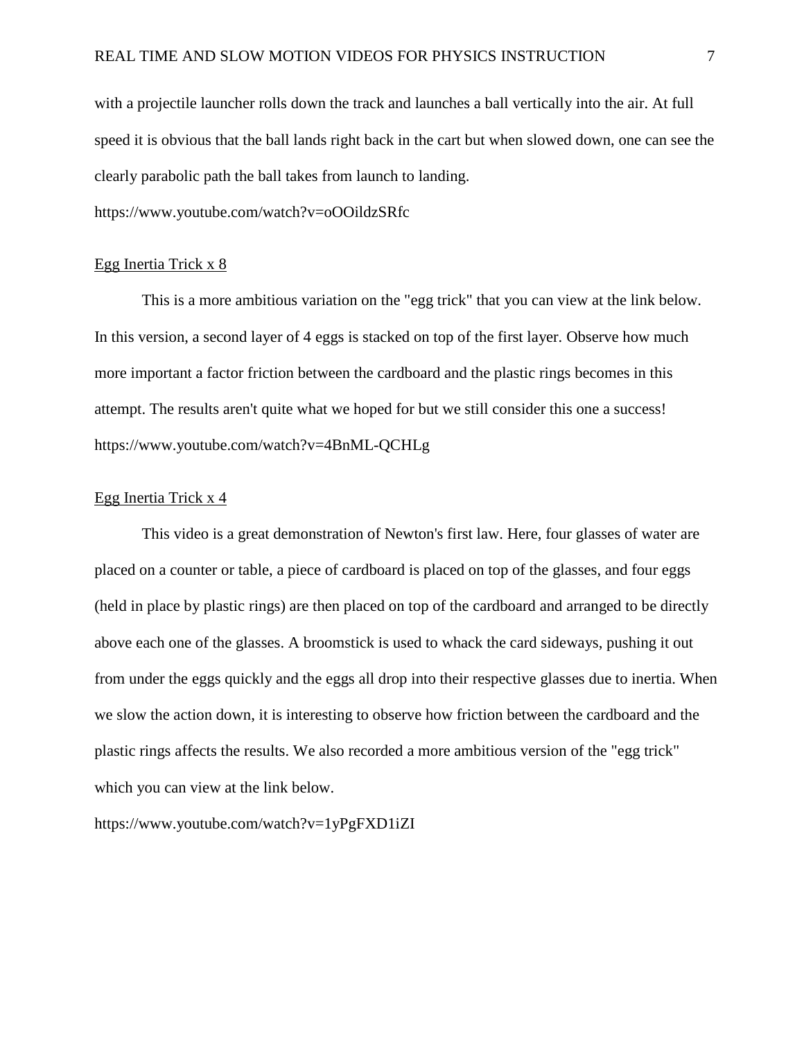with a projectile launcher rolls down the track and launches a ball vertically into the air. At full speed it is obvious that the ball lands right back in the cart but when slowed down, one can see the clearly parabolic path the ball takes from launch to landing.

https://www.youtube.com/watch?v=oOOildzSRfc

<u>Egg Inertia Trick x 8</u>

This is a more ambitious variation on the "egg trick" that you can view at the link below. In this version, a second layer of 4 eggs is stacked on top of the first layer. Observe how much more important a factor friction between the cardboard and the plastic rings becomes in this attempt. The results aren't quite what we hoped for but we still consider this one a success!

https://www.youtube.com/watch?v=4BnML-QCHLg

<u>Egg Inertia Trick x 4</u>

This video is a great demonstration of Newton's first law. Here, four glasses of water are placed on a counter or table, a piece of cardboard is placed on top of the glasses, and four eggs (held in place by plastic rings) are then placed on top of the cardboard and arranged to be directly above each one of the glasses. A broomstick is used to whack the card sideways, pushing it out from under the eggs quickly and the eggs all drop into their respective glasses due to inertia. When we slow the action down, it is interesting to observe how friction between the cardboard and the plastic rings affects the results. We also recorded a more ambitious version of the "egg trick" which you can view at the link below.

https://www.youtube.com/watch?v=1yPgFXD1iZI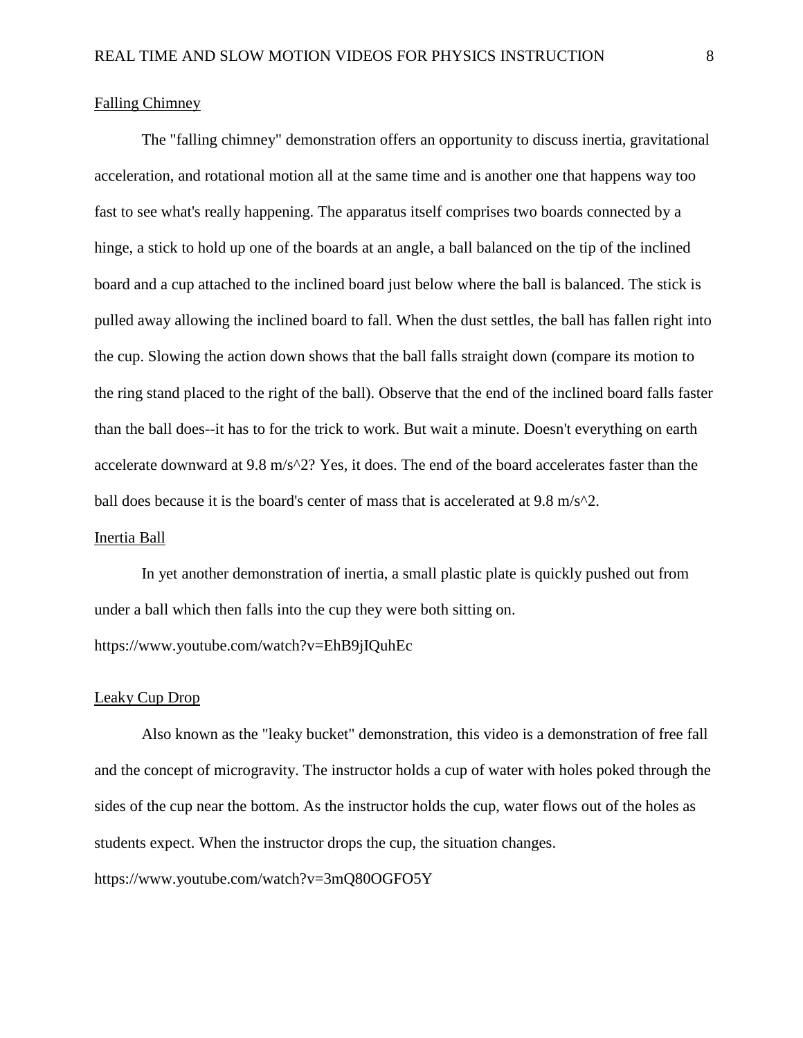Falling Chimney

The "falling chimney" demonstration offers an opportunity to discuss inertia, gravitational acceleration, and rotational motion all at the same time and is another one that happens way too fast to see what's really happening. The apparatus itself comprises two boards connected by a hinge, a stick to hold up one of the boards at an angle, a ball balanced on the tip of the inclined board and a cup attached to the inclined board just below where the ball is balanced. The stick is pulled away allowing the inclined board to fall. When the dust settles, the ball has fallen right into the cup. Slowing the action down shows that the ball falls straight down (compare its motion to the ring stand placed to the right of the ball). Observe that the end of the inclined board falls faster than the ball does--it has to for the trick to work. But wait a minute. Doesn't everything on earth accelerate downward at 9.8 m/s^2? Yes, it does. The end of the board accelerates faster than the ball does because it is the board's center of mass that is accelerated at 9.8 m/s^2.

Inertia Ball

In yet another demonstration of inertia, a small plastic plate is quickly pushed out from under a ball which then falls into the cup they were both sitting on.

https://www.youtube.com/watch?v=EhB9jIQuhEc

Leaky Cup Drop

Also known as the "leaky bucket" demonstration, this video is a demonstration of free fall and the concept of microgravity. The instructor holds a cup of water with holes poked through the sides of the cup near the bottom. As the instructor holds the cup, water flows out of the holes as students expect. When the instructor drops the cup, the situation changes.

https://www.youtube.com/watch?v=3mQ80OGFO5Y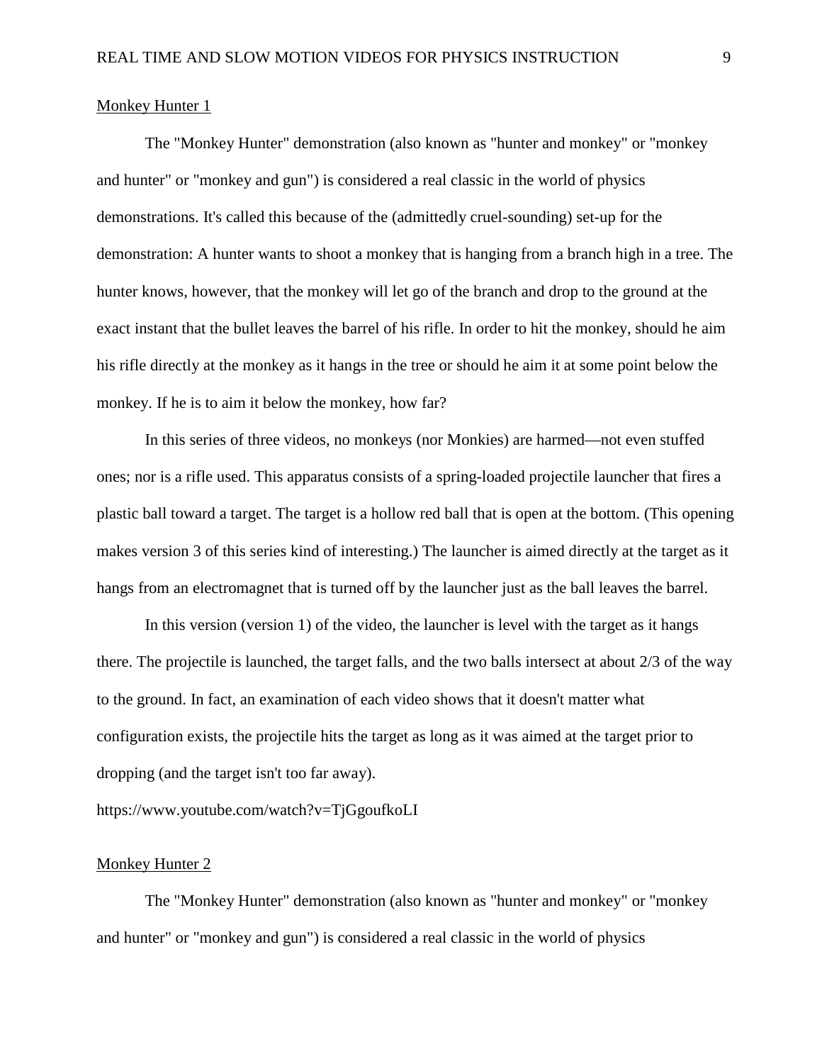Monkey Hunter 1

The "Monkey Hunter" demonstration (also known as "hunter and monkey" or "monkey and hunter" or "monkey and gun") is considered a real classic in the world of physics demonstrations. It's called this because of the (admittedly cruel-sounding) set-up for the demonstration: A hunter wants to shoot a monkey that is hanging from a branch high in a tree. The hunter knows, however, that the monkey will let go of the branch and drop to the ground at the exact instant that the bullet leaves the barrel of his rifle. In order to hit the monkey, should he aim his rifle directly at the monkey as it hangs in the tree or should he aim it at some point below the monkey. If he is to aim it below the monkey, how far?

In this series of three videos, no monkeys (nor Monkies) are harmed—not even stuffed ones; nor is a rifle used. This apparatus consists of a spring-loaded projectile launcher that fires a plastic ball toward a target. The target is a hollow red ball that is open at the bottom. (This opening makes version 3 of this series kind of interesting.) The launcher is aimed directly at the target as it hangs from an electromagnet that is turned off by the launcher just as the ball leaves the barrel.

In this version (version 1) of the video, the launcher is level with the target as it hangs there. The projectile is launched, the target falls, and the two balls intersect at about 2/3 of the way to the ground. In fact, an examination of each video shows that it doesn't matter what configuration exists, the projectile hits the target as long as it was aimed at the target prior to dropping (and the target isn't too far away).

https://www.youtube.com/watch?v=TjGgoufkoLI

Monkey Hunter 2

The "Monkey Hunter" demonstration (also known as "hunter and monkey" or "monkey and hunter" or "monkey and gun") is considered a real classic in the world of physics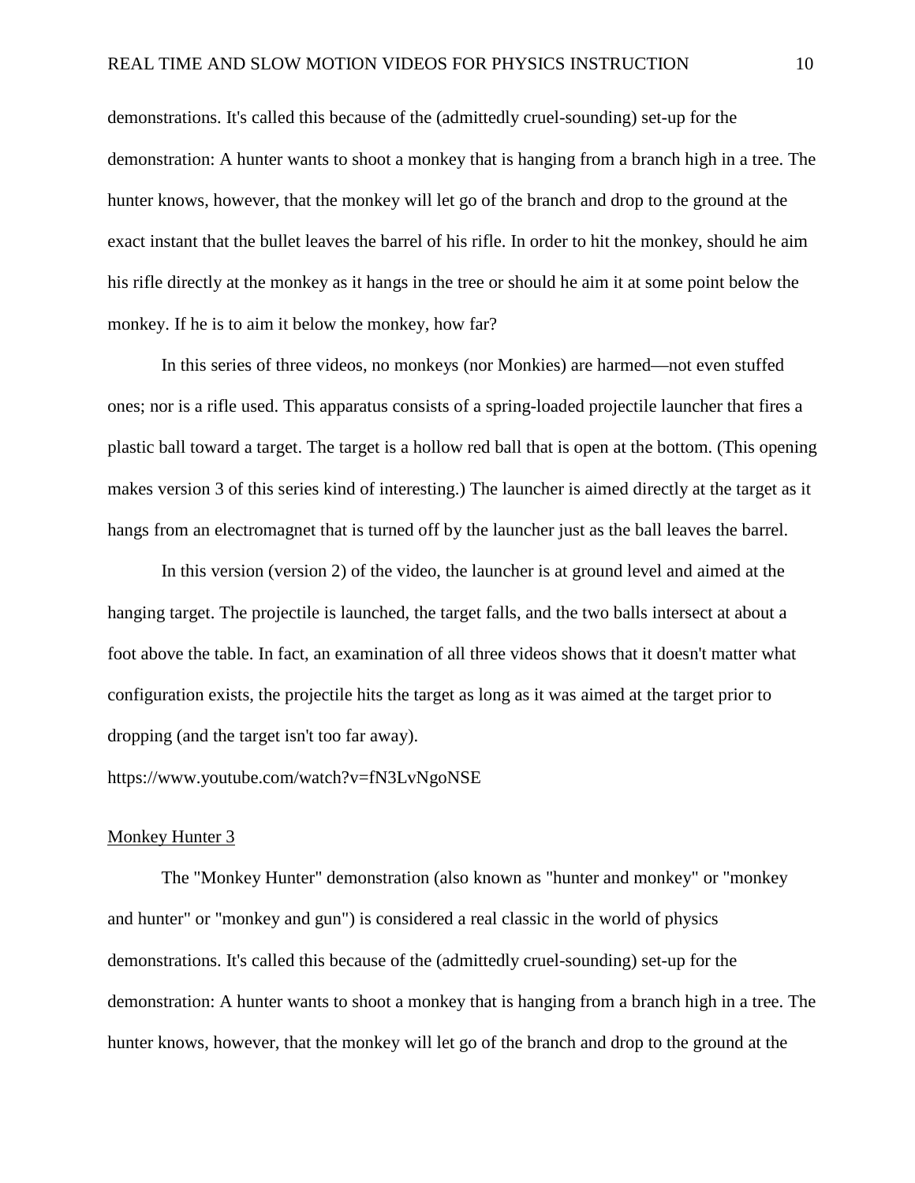demonstrations. It's called this because of the (admittedly cruel-sounding) set-up for the demonstration: A hunter wants to shoot a monkey that is hanging from a branch high in a tree. The hunter knows, however, that the monkey will let go of the branch and drop to the ground at the exact instant that the bullet leaves the barrel of his rifle. In order to hit the monkey, should he aim his rifle directly at the monkey as it hangs in the tree or should he aim it at some point below the monkey. If he is to aim it below the monkey, how far?

In this series of three videos, no monkeys (nor Monkies) are harmed—not even stuffed ones; nor is a rifle used. This apparatus consists of a spring-loaded projectile launcher that fires a plastic ball toward a target. The target is a hollow red ball that is open at the bottom. (This opening makes version 3 of this series kind of interesting.) The launcher is aimed directly at the target as it hangs from an electromagnet that is turned off by the launcher just as the ball leaves the barrel.

In this version (version 2) of the video, the launcher is at ground level and aimed at the hanging target. The projectile is launched, the target falls, and the two balls intersect at about a foot above the table. In fact, an examination of all three videos shows that it doesn't matter what configuration exists, the projectile hits the target as long as it was aimed at the target prior to dropping (and the target isn't too far away).

https://www.youtube.com/watch?v=fN3LvNgoNSE

<u>Monkey Hunter 3</u>

The "Monkey Hunter" demonstration (also known as "hunter and monkey" or "monkey and hunter" or "monkey and gun") is considered a real classic in the world of physics demonstrations. It's called this because of the (admittedly cruel-sounding) set-up for the demonstration: A hunter wants to shoot a monkey that is hanging from a branch high in a tree. The hunter knows, however, that the monkey will let go of the branch and drop to the ground at the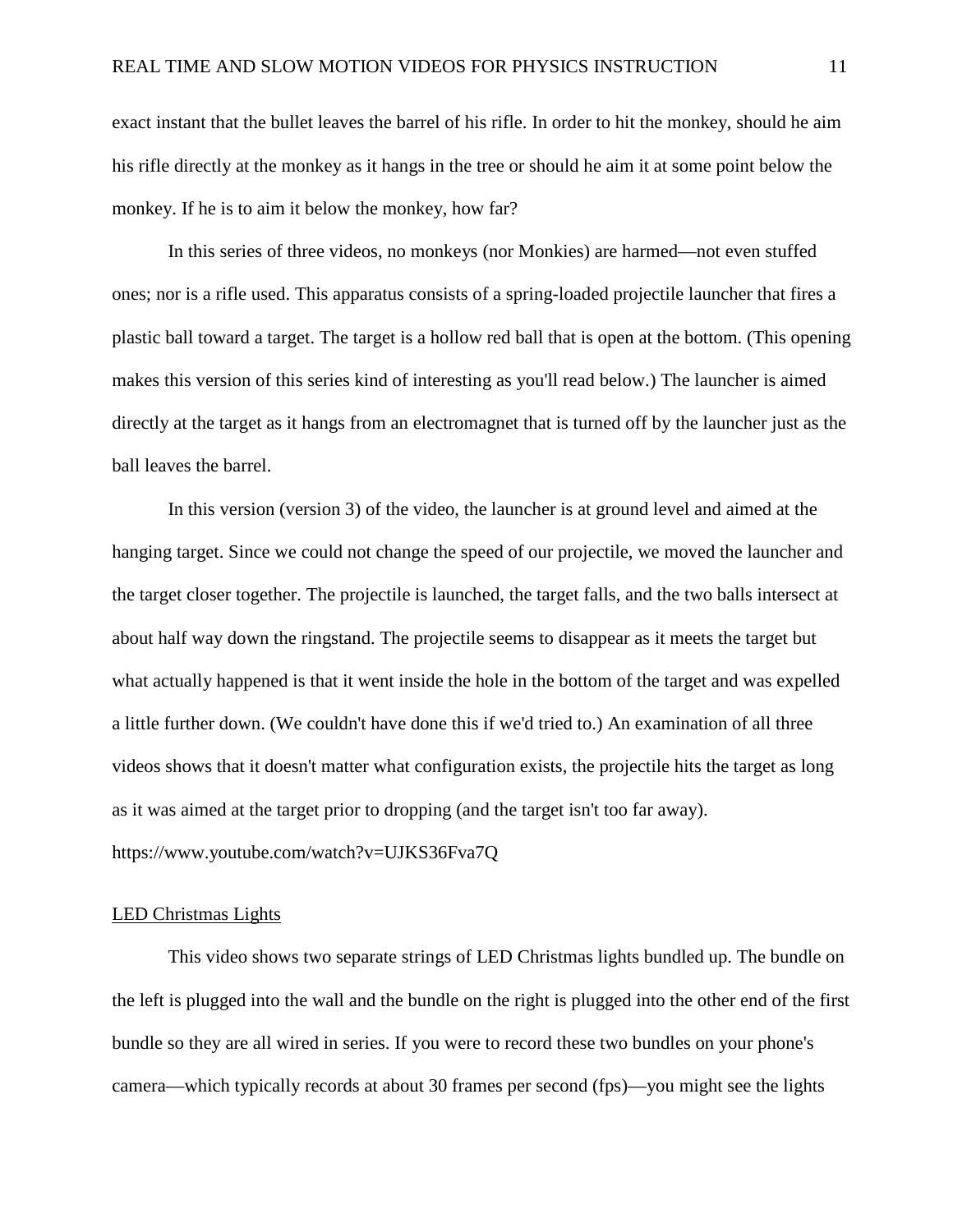exact instant that the bullet leaves the barrel of his rifle. In order to hit the monkey, should he aim his rifle directly at the monkey as it hangs in the tree or should he aim it at some point below the monkey. If he is to aim it below the monkey, how far?

In this series of three videos, no monkeys (nor Monkies) are harmed—not even stuffed ones; nor is a rifle used. This apparatus consists of a spring-loaded projectile launcher that fires a plastic ball toward a target. The target is a hollow red ball that is open at the bottom. (This opening makes this version of this series kind of interesting as you'll read below.) The launcher is aimed directly at the target as it hangs from an electromagnet that is turned off by the launcher just as the ball leaves the barrel.

In this version (version 3) of the video, the launcher is at ground level and aimed at the hanging target. Since we could not change the speed of our projectile, we moved the launcher and the target closer together. The projectile is launched, the target falls, and the two balls intersect at about half way down the ringstand. The projectile seems to disappear as it meets the target but what actually happened is that it went inside the hole in the bottom of the target and was expelled a little further down. (We couldn't have done this if we'd tried to.) An examination of all three videos shows that it doesn't matter what configuration exists, the projectile hits the target as long as it was aimed at the target prior to dropping (and the target isn't too far away).
https://www.youtube.com/watch?v=UJKS36Fva7Q

## LED Christmas Lights

This video shows two separate strings of LED Christmas lights bundled up. The bundle on the left is plugged into the wall and the bundle on the right is plugged into the other end of the first bundle so they are all wired in series. If you were to record these two bundles on your phone's camera—which typically records at about 30 frames per second (fps)—you might see the lights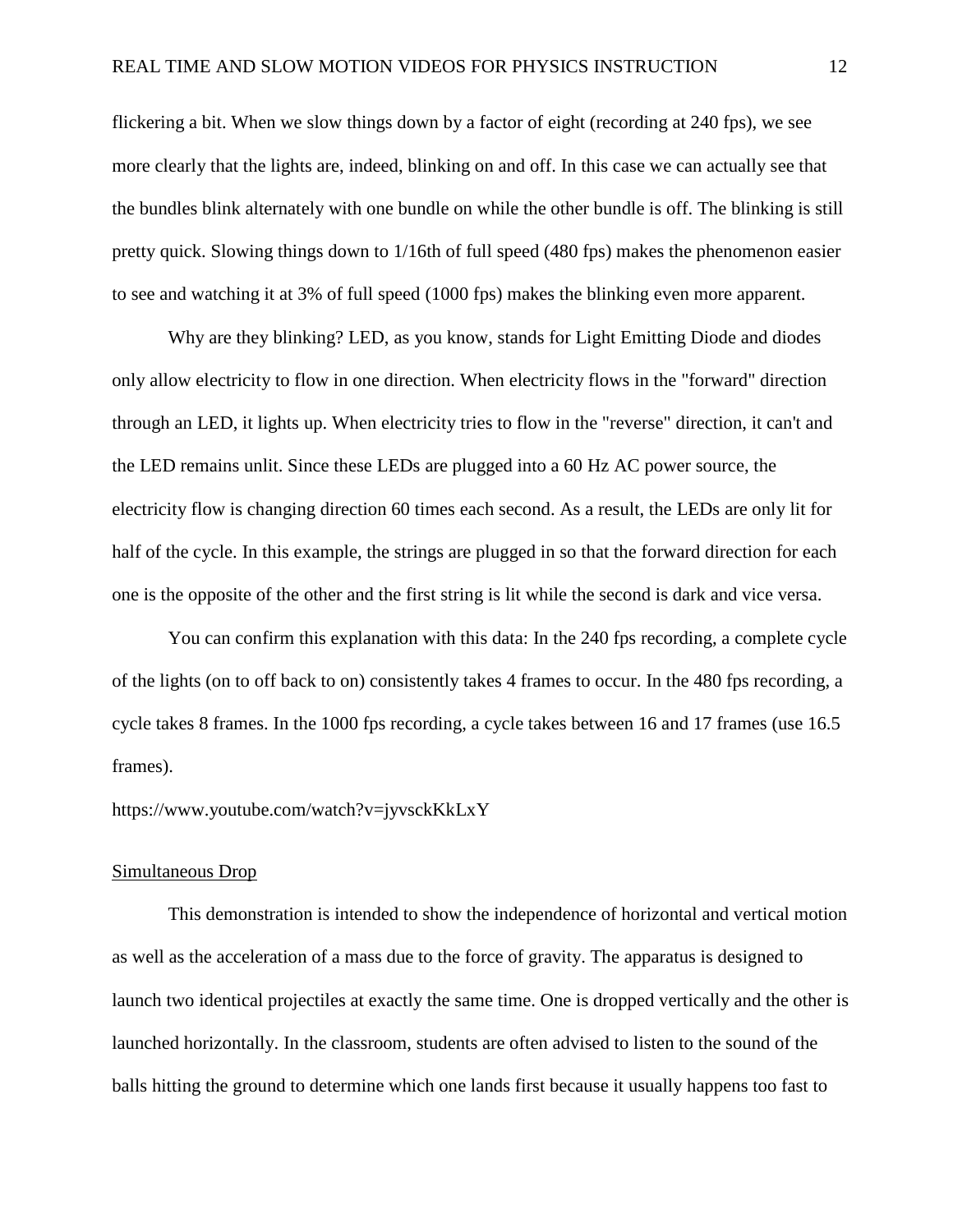flickering a bit. When we slow things down by a factor of eight (recording at 240 fps), we see more clearly that the lights are, indeed, blinking on and off. In this case we can actually see that the bundles blink alternately with one bundle on while the other bundle is off. The blinking is still pretty quick. Slowing things down to 1/16th of full speed (480 fps) makes the phenomenon easier to see and watching it at 3% of full speed (1000 fps) makes the blinking even more apparent.

Why are they blinking? LED, as you know, stands for Light Emitting Diode and diodes only allow electricity to flow in one direction. When electricity flows in the "forward" direction through an LED, it lights up. When electricity tries to flow in the "reverse" direction, it can't and the LED remains unlit. Since these LEDs are plugged into a 60 Hz AC power source, the electricity flow is changing direction 60 times each second. As a result, the LEDs are only lit for half of the cycle. In this example, the strings are plugged in so that the forward direction for each one is the opposite of the other and the first string is lit while the second is dark and vice versa.

You can confirm this explanation with this data: In the 240 fps recording, a complete cycle of the lights (on to off back to on) consistently takes 4 frames to occur. In the 480 fps recording, a cycle takes 8 frames. In the 1000 fps recording, a cycle takes between 16 and 17 frames (use 16.5 frames).

https://www.youtube.com/watch?v=jyvsckKkLxY

<u>Simultaneous Drop</u>

This demonstration is intended to show the independence of horizontal and vertical motion as well as the acceleration of a mass due to the force of gravity. The apparatus is designed to launch two identical projectiles at exactly the same time. One is dropped vertically and the other is launched horizontally. In the classroom, students are often advised to listen to the sound of the balls hitting the ground to determine which one lands first because it usually happens too fast to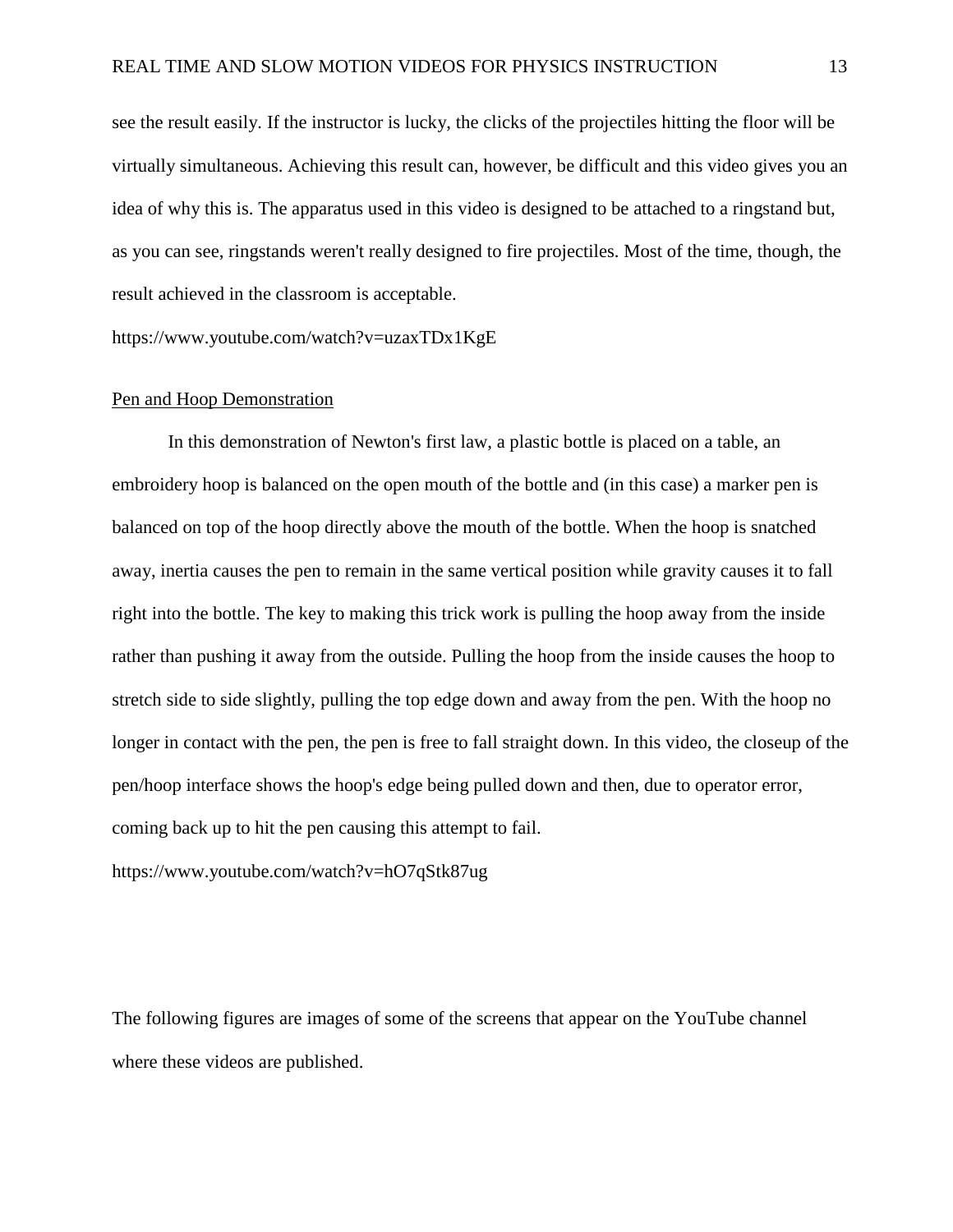see the result easily. If the instructor is lucky, the clicks of the projectiles hitting the floor will be virtually simultaneous. Achieving this result can, however, be difficult and this video gives you an idea of why this is. The apparatus used in this video is designed to be attached to a ringstand but, as you can see, ringstands weren't really designed to fire projectiles. Most of the time, though, the result achieved in the classroom is acceptable.

https://www.youtube.com/watch?v=uzaxTDx1KgE

<u>Pen and Hoop Demonstration</u>

In this demonstration of Newton's first law, a plastic bottle is placed on a table, an embroidery hoop is balanced on the open mouth of the bottle and (in this case) a marker pen is balanced on top of the hoop directly above the mouth of the bottle. When the hoop is snatched away, inertia causes the pen to remain in the same vertical position while gravity causes it to fall right into the bottle. The key to making this trick work is pulling the hoop away from the inside rather than pushing it away from the outside. Pulling the hoop from the inside causes the hoop to stretch side to side slightly, pulling the top edge down and away from the pen. With the hoop no longer in contact with the pen, the pen is free to fall straight down. In this video, the closeup of the pen/hoop interface shows the hoop's edge being pulled down and then, due to operator error, coming back up to hit the pen causing this attempt to fail.

https://www.youtube.com/watch?v=hO7qStk87ug

The following figures are images of some of the screens that appear on the YouTube channel where these videos are published.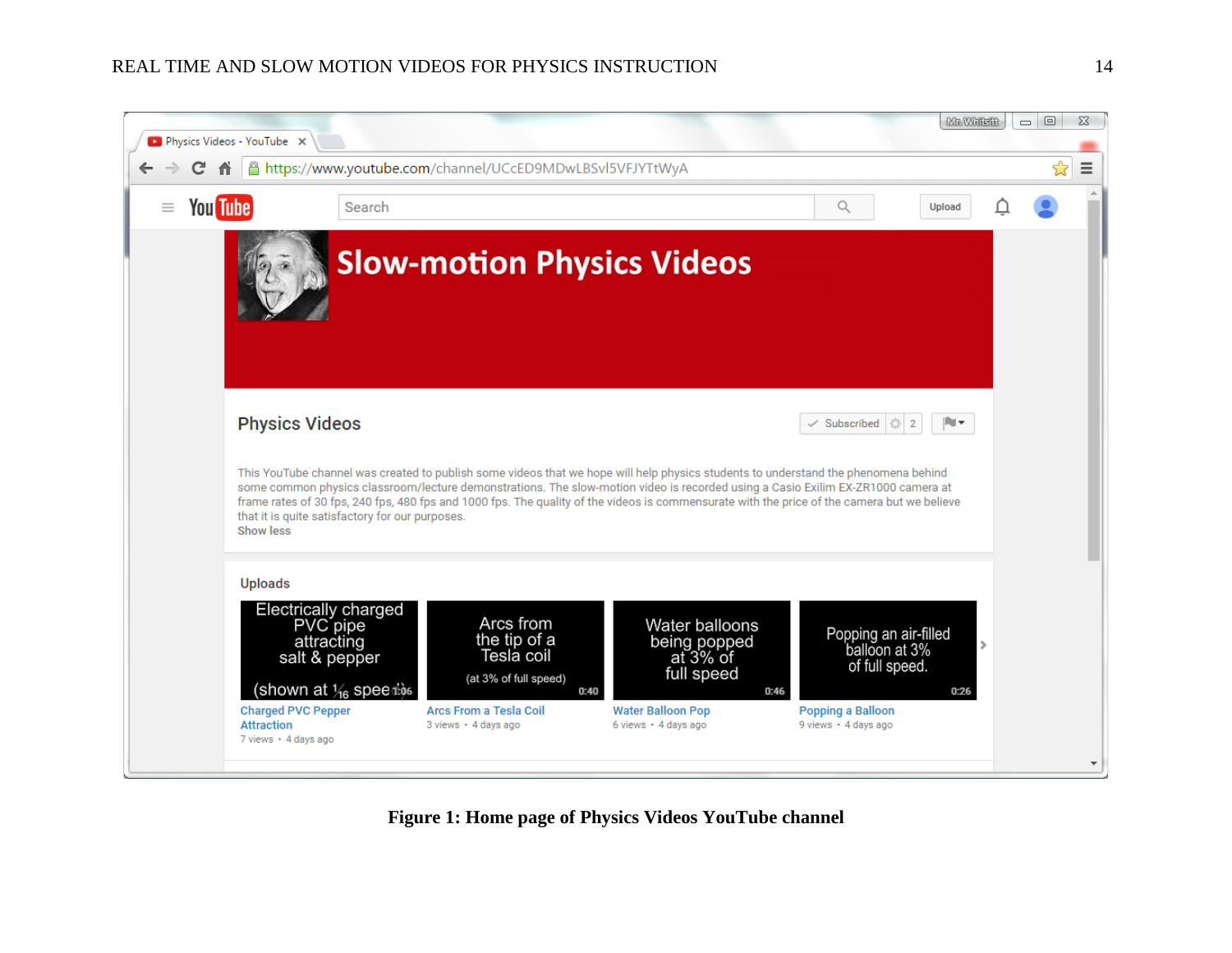Figure 1: Home page of Physics Videos YouTube channel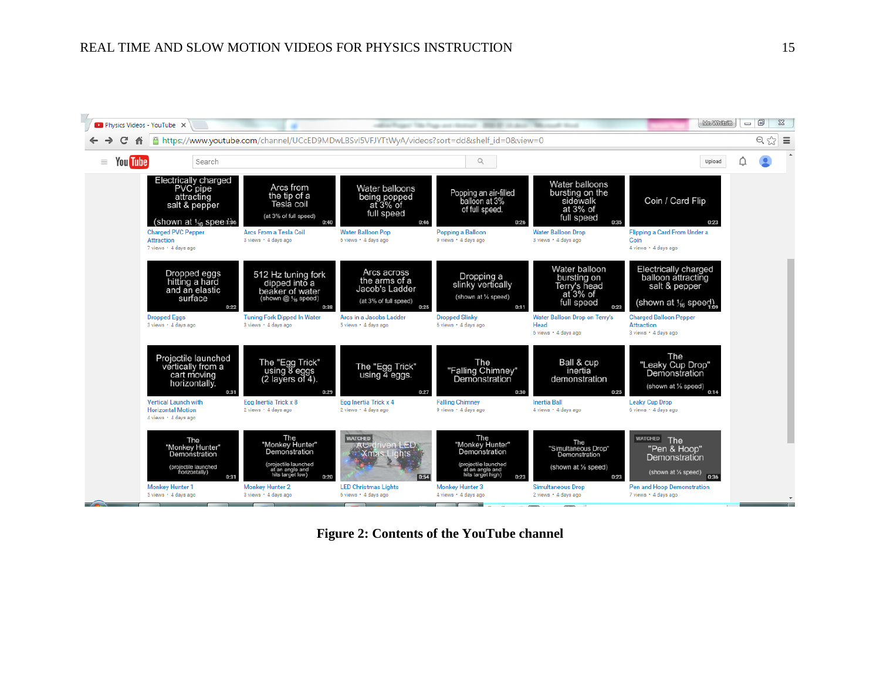**Figure 2: Contents of the YouTube channel**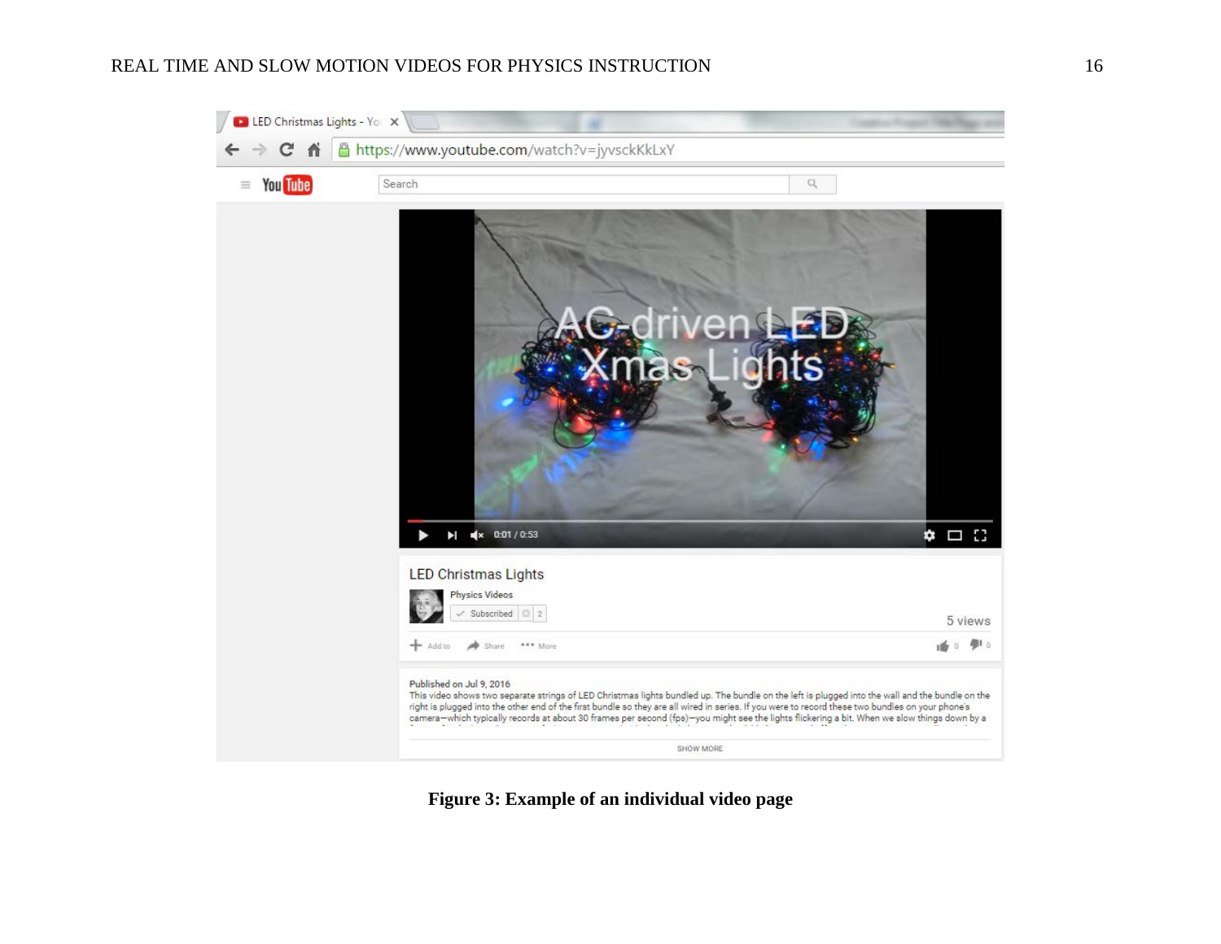**Figure 3: Example of an individual video page**